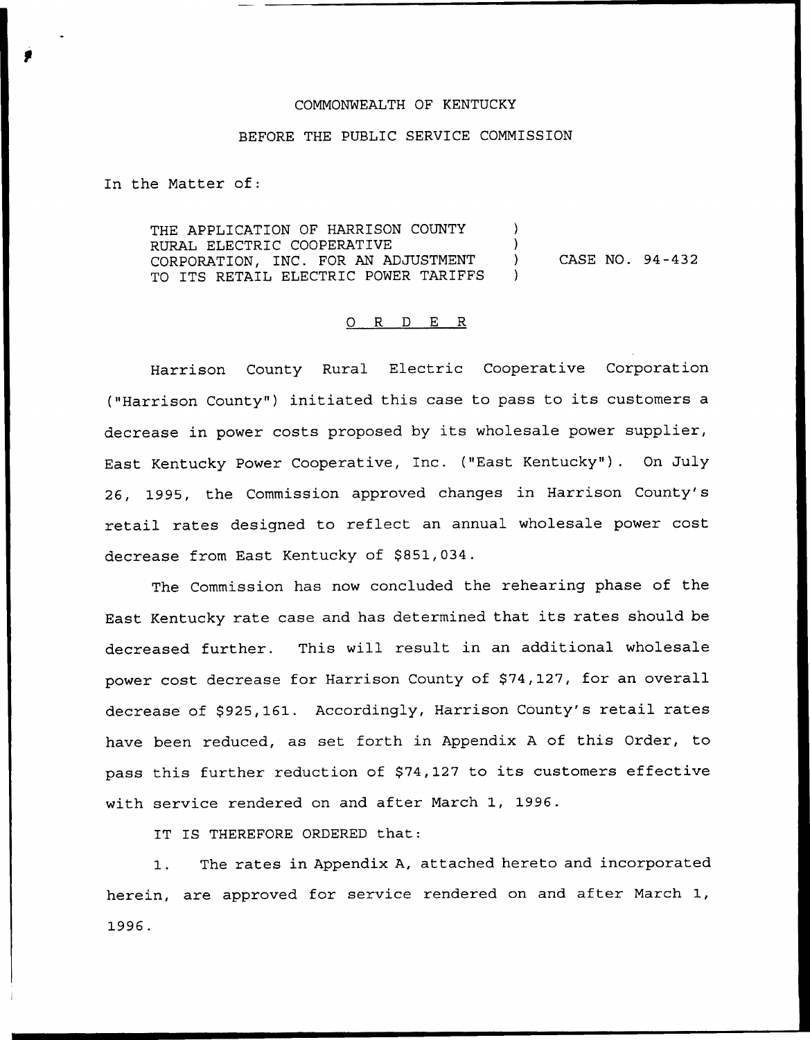COMMONWEALTH OF KENTUCKY

BEFORE THE PUBLIC SERVICE COMMISSION

In the Matter of:

| | | |
|---|---|---|
| THE APPLICATION OF HARRISON COUNTY RURAL ELECTRIC COOPERATIVE CORPORATION, INC. FOR AN ADJUSTMENT TO ITS RETAIL ELECTRIC POWER TARIFFS | ) ) ) ) | CASE NO. 94-432 |

O R D E R

Harrison County Rural Electric Cooperative Corporation ("Harrison County") initiated this case to pass to its customers a decrease in power costs proposed by its wholesale power supplier, East Kentucky Power Cooperative, Inc. ("East Kentucky"). On July 26, 1995, the Commission approved changes in Harrison County's retail rates designed to reflect an annual wholesale power cost decrease from East Kentucky of $851,034.

The Commission has now concluded the rehearing phase of the East Kentucky rate case and has determined that its rates should be decreased further. This will result in an additional wholesale power cost decrease for Harrison County of $74,127, for an overall decrease of $925,161. Accordingly, Harrison County's retail rates have been reduced, as set forth in Appendix A of this Order, to pass this further reduction of $74,127 to its customers effective with service rendered on and after March 1, 1996.

IT IS THEREFORE ORDERED that:

1. The rates in Appendix A, attached hereto and incorporated herein, are approved for service rendered on and after March 1, 1996.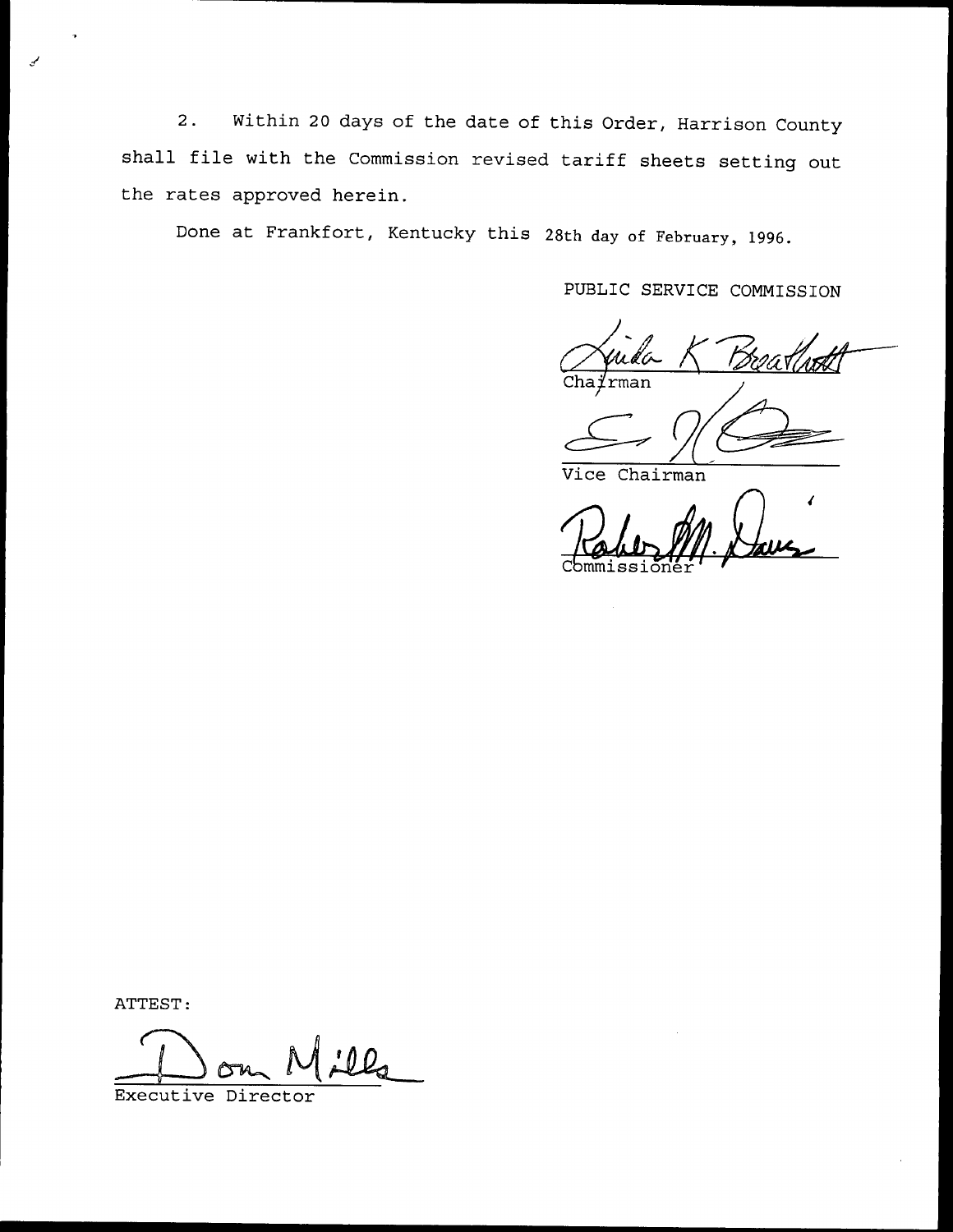2. Within 20 days of the date of this Order, Harrison County shall file with the Commission revised tariff sheets setting out the rates approved herein.

Done at Frankfort, Kentucky this 28th day of February, 1996.

PUBLIC SERVICE COMMISSION

Linda K Breathitt
Chairman

Vice Chairman

Robert M. Davis
Commissioner

ATTEST:

Don Mills
Executive Director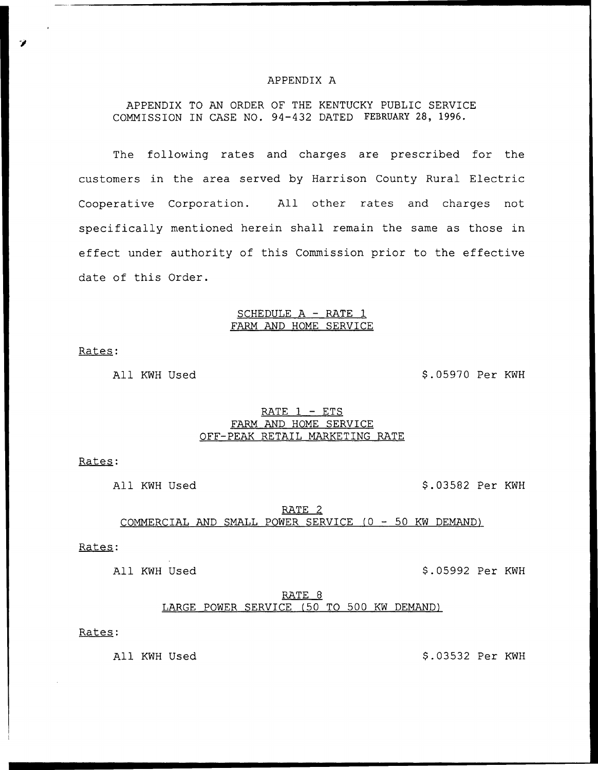# APPENDIX A

APPENDIX TO AN ORDER OF THE KENTUCKY PUBLIC SERVICE COMMISSION IN CASE NO. 94-432 DATED FEBRUARY 28, 1996.

The following rates and charges are prescribed for the customers in the area served by Harrison County Rural Electric Cooperative Corporation. All other rates and charges not specifically mentioned herein shall remain the same as those in effect under authority of this Commission prior to the effective date of this Order.

## SCHEDULE A - RATE 1
## FARM AND HOME SERVICE

Rates:

All KWH Used $.05970 Per KWH

## RATE 1 - ETS
## FARM AND HOME SERVICE
## OFF-PEAK RETAIL MARKETING RATE

Rates:

All KWH Used $.03582 Per KWH

## RATE 2
## COMMERCIAL AND SMALL POWER SERVICE (0 - 50 KW DEMAND)

Rates:

All KWH Used $.05992 Per KWH

## RATE 8
## LARGE POWER SERVICE (50 TO 500 KW DEMAND)

Rates:

All KWH Used $.03532 Per KWH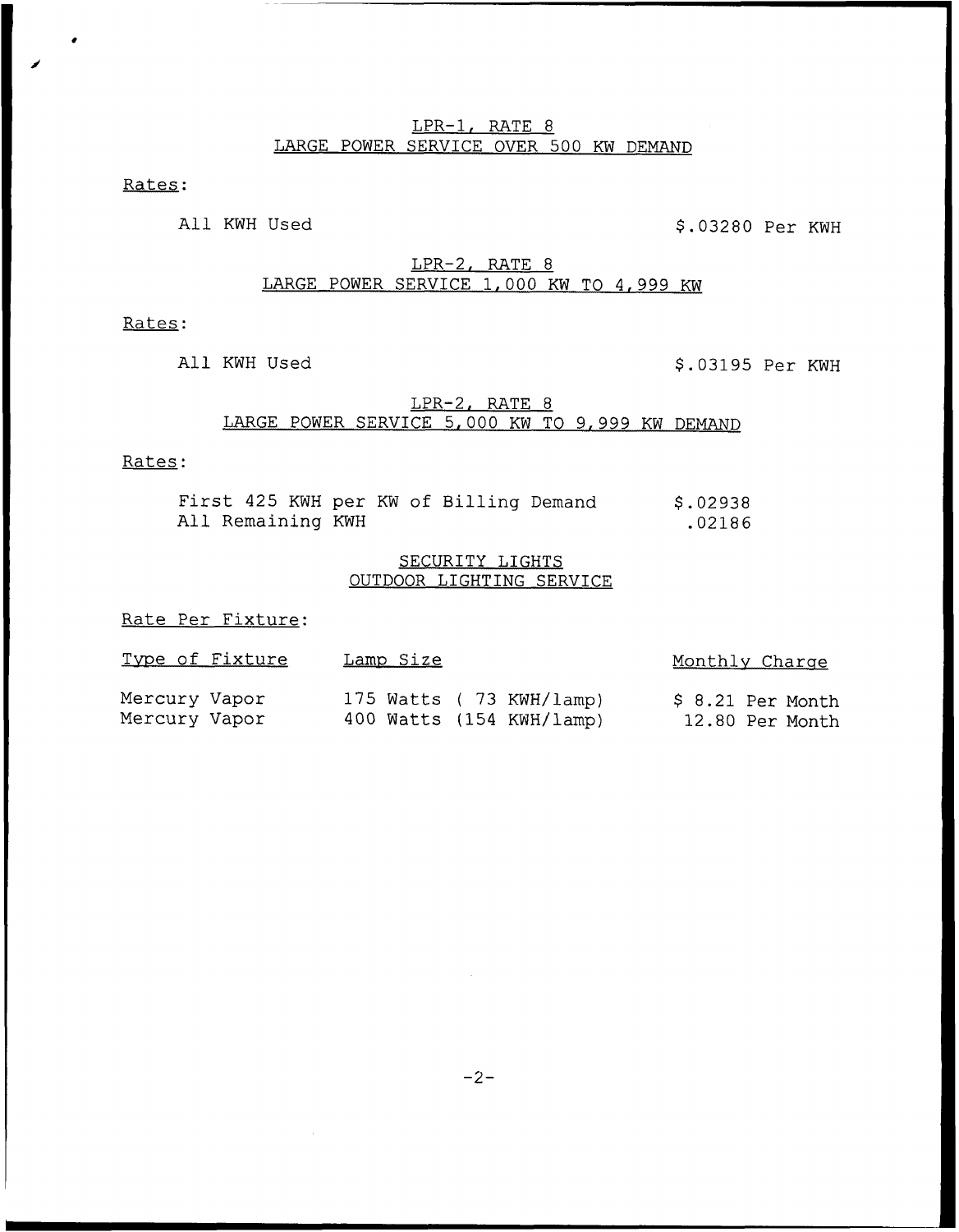## LPR-1, RATE 8
## LARGE POWER SERVICE OVER 500 KW DEMAND

Rates:

| | |
|---|---|
| All KWH Used | $.03280 Per KWH |

## LPR-2, RATE 8
## LARGE POWER SERVICE 1,000 KW TO 4,999 KW

Rates:

| | |
|---|---|
| All KWH Used | $.03195 Per KWH |

## LPR-2, RATE 8
## LARGE POWER SERVICE 5,000 KW TO 9,999 KW DEMAND

Rates:

| | |
|---|---|
| First 425 KWH per KW of Billing Demand | $.02938 |
| All Remaining KWH | .02186 |

## SECURITY LIGHTS
## OUTDOOR LIGHTING SERVICE

Rate Per Fixture:

| Type of Fixture | Lamp Size | Monthly Charge |
|---|---|---|
| Mercury Vapor | 175 Watts ( 73 KWH/lamp) | $ 8.21 Per Month |
| Mercury Vapor | 400 Watts (154 KWH/lamp) | 12.80 Per Month |